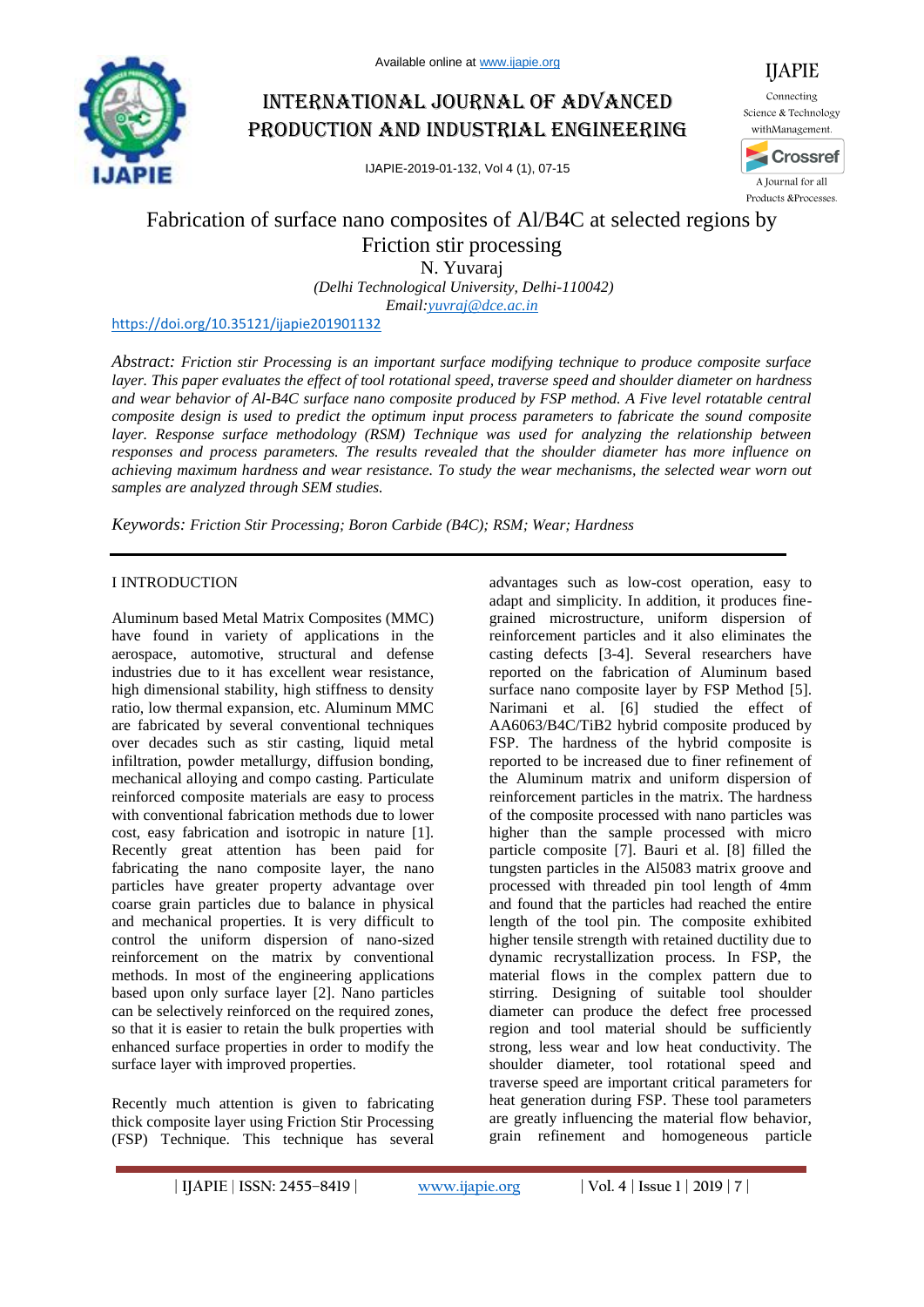Available online at www.ijapie.org

# International Journal of Advanced Production and Industrial Engineering

IJAPIE-2019-01-132, Vol 4 (1), 07-15

# Fabrication of surface nano composites of Al/B4C at selected regions by Friction stir processing

N. Yuvaraj

*(Delhi Technological University, Delhi-110042)*

*Email: yuvraj@dce.ac.in*

https://doi.org/10.35121/ijapie201901132

*Abstract: Friction stir Processing is an important surface modifying technique to produce composite surface layer. This paper evaluates the effect of tool rotational speed, traverse speed and shoulder diameter on hardness and wear behavior of Al-B4C surface nano composite produced by FSP method. A Five level rotatable central composite design is used to predict the optimum input process parameters to fabricate the sound composite layer. Response surface methodology (RSM) Technique was used for analyzing the relationship between responses and process parameters. The results revealed that the shoulder diameter has more influence on achieving maximum hardness and wear resistance. To study the wear mechanisms, the selected wear worn out samples are analyzed through SEM studies.*

*Keywords: Friction Stir Processing; Boron Carbide (B4C); RSM; Wear; Hardness*

## I INTRODUCTION

Aluminum based Metal Matrix Composites (MMC) have found in variety of applications in the aerospace, automotive, structural and defense industries due to it has excellent wear resistance, high dimensional stability, high stiffness to density ratio, low thermal expansion, etc. Aluminum MMC are fabricated by several conventional techniques over decades such as stir casting, liquid metal infiltration, powder metallurgy, diffusion bonding, mechanical alloying and compo casting. Particulate reinforced composite materials are easy to process with conventional fabrication methods due to lower cost, easy fabrication and isotropic in nature [1]. Recently great attention has been paid for fabricating the nano composite layer, the nano particles have greater property advantage over coarse grain particles due to balance in physical and mechanical properties. It is very difficult to control the uniform dispersion of nano-sized reinforcement on the matrix by conventional methods. In most of the engineering applications based upon only surface layer [2]. Nano particles can be selectively reinforced on the required zones, so that it is easier to retain the bulk properties with enhanced surface properties in order to modify the surface layer with improved properties.

Recently much attention is given to fabricating thick composite layer using Friction Stir Processing (FSP) Technique. This technique has several advantages such as low-cost operation, easy to adapt and simplicity. In addition, it produces fine-grained microstructure, uniform dispersion of reinforcement particles and it also eliminates the casting defects [3-4]. Several researchers have reported on the fabrication of Aluminum based surface nano composite layer by FSP Method [5]. Narimani et al. [6] studied the effect of AA6063/B4C/TiB2 hybrid composite produced by FSP. The hardness of the hybrid composite is reported to be increased due to finer refinement of the Aluminum matrix and uniform dispersion of reinforcement particles in the matrix. The hardness of the composite processed with nano particles was higher than the sample processed with micro particle composite [7]. Bauri et al. [8] filled the tungsten particles in the Al5083 matrix groove and processed with threaded pin tool length of 4mm and found that the particles had reached the entire length of the tool pin. The composite exhibited higher tensile strength with retained ductility due to dynamic recrystallization process. In FSP, the material flows in the complex pattern due to stirring. Designing of suitable tool shoulder diameter can produce the defect free processed region and tool material should be sufficiently strong, less wear and low heat conductivity. The shoulder diameter, tool rotational speed and traverse speed are important critical parameters for heat generation during FSP. These tool parameters are greatly influencing the material flow behavior, grain refinement and homogeneous particle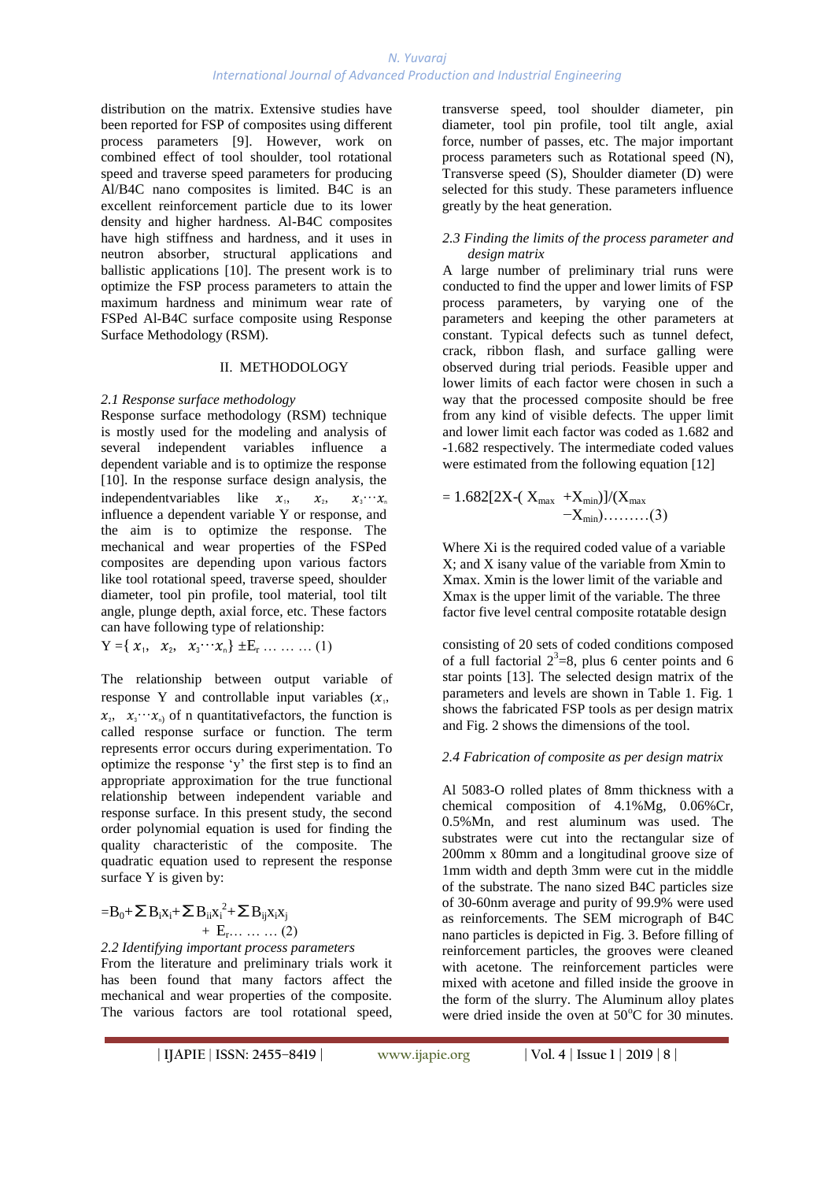distribution on the matrix. Extensive studies have been reported for FSP of composites using different process parameters [9]. However, work on combined effect of tool shoulder, tool rotational speed and traverse speed parameters for producing Al/B4C nano composites is limited. B4C is an excellent reinforcement particle due to its lower density and higher hardness. Al-B4C composites have high stiffness and hardness, and it uses in neutron absorber, structural applications and ballistic applications [10]. The present work is to optimize the FSP process parameters to attain the maximum hardness and minimum wear rate of FSPed Al-B4C surface composite using Response Surface Methodology (RSM).

## II. METHODOLOGY

### *2.1 Response surface methodology*

Response surface methodology (RSM) technique is mostly used for the modeling and analysis of several independent variables influence a dependent variable and is to optimize the response [10]. In the response surface design analysis, the independentvariables like $x_1$, $x_2$, $x_3 \cdots x_n$ influence a dependent variable Y or response, and the aim is to optimize the response. The mechanical and wear properties of the FSPed composites are depending upon various factors like tool rotational speed, traverse speed, shoulder diameter, tool pin profile, tool material, tool tilt angle, plunge depth, axial force, etc. These factors can have following type of relationship:

$$Y = \{ x_1, \ x_2, \ x_3 \cdots x_n \} \pm E_r \ \ldots \ldots \ldots (1)$$

The relationship between output variable of response Y and controllable input variables ($x_1$, $x_2$, $x_3 \cdots x_n$) of n quantitativefactors, the function is called response surface or function. The term represents error occurs during experimentation. To optimize the response 'y' the first step is to find an appropriate approximation for the true functional relationship between independent variable and response surface. In this present study, the second order polynomial equation is used for finding the quality characteristic of the composite. The quadratic equation used to represent the response surface Y is given by:

$$= B_0 + \sum B_i x_i + \sum B_{ii} x_i^2 + \sum B_{ij} x_i x_j + E_r \ldots \ldots \ldots (2)$$

### *2.2 Identifying important process parameters*

From the literature and preliminary trials work it has been found that many factors affect the mechanical and wear properties of the composite. The various factors are tool rotational speed, transverse speed, tool shoulder diameter, pin diameter, tool pin profile, tool tilt angle, axial force, number of passes, etc. The major important process parameters such as Rotational speed (N), Transverse speed (S), Shoulder diameter (D) were selected for this study. These parameters influence greatly by the heat generation.

### *2.3 Finding the limits of the process parameter and design matrix*

A large number of preliminary trial runs were conducted to find the upper and lower limits of FSP process parameters, by varying one of the parameters and keeping the other parameters at constant. Typical defects such as tunnel defect, crack, ribbon flash, and surface galling were observed during trial periods. Feasible upper and lower limits of each factor were chosen in such a way that the processed composite should be free from any kind of visible defects. The upper limit and lower limit each factor was coded as 1.682 and -1.682 respectively. The intermediate coded values were estimated from the following equation [12]

$$= 1.682[2X - (X_{max} + X_{min})]/(X_{max} - X_{min}) \ldots \ldots \ldots (3)$$

Where Xi is the required coded value of a variable X; and X isany value of the variable from Xmin to Xmax. Xmin is the lower limit of the variable and Xmax is the upper limit of the variable. The three factor five level central composite rotatable design consisting of 20 sets of coded conditions composed of a full factorial $2^3$=8, plus 6 center points and 6 star points [13]. The selected design matrix of the parameters and levels are shown in Table 1. Fig. 1 shows the fabricated FSP tools as per design matrix and Fig. 2 shows the dimensions of the tool.

### *2.4 Fabrication of composite as per design matrix*

Al 5083-O rolled plates of 8mm thickness with a chemical composition of 4.1%Mg, 0.06%Cr, 0.5%Mn, and rest aluminum was used. The substrates were cut into the rectangular size of 200mm x 80mm and a longitudinal groove size of 1mm width and depth 3mm were cut in the middle of the substrate. The nano sized B4C particles size of 30-60nm average and purity of 99.9% were used as reinforcements. The SEM micrograph of B4C nano particles is depicted in Fig. 3. Before filling of reinforcement particles, the grooves were cleaned with acetone. The reinforcement particles were mixed with acetone and filled inside the groove in the form of the slurry. The Aluminum alloy plates were dried inside the oven at 50°C for 30 minutes.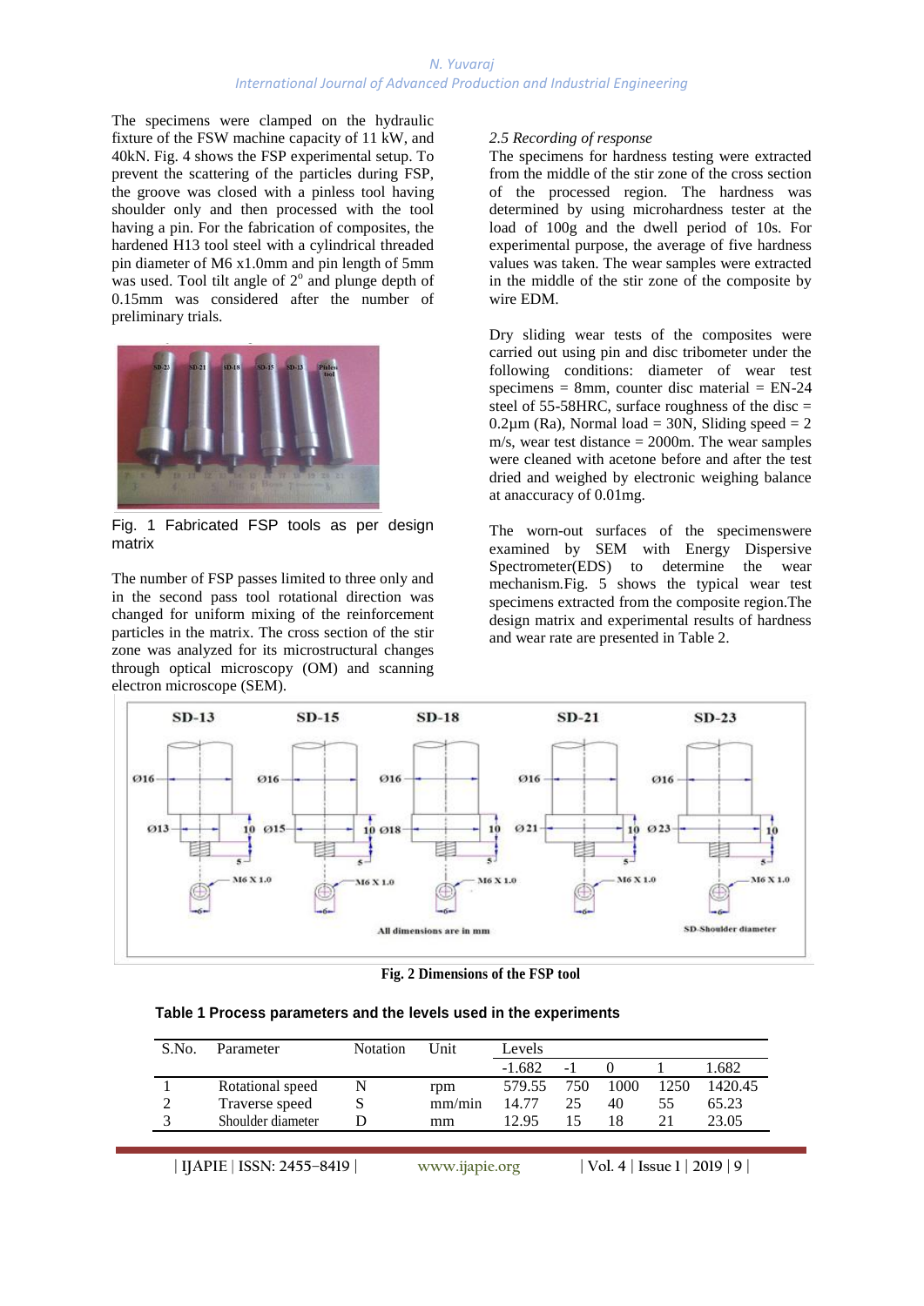The specimens were clamped on the hydraulic fixture of the FSW machine capacity of 11 kW, and 40kN. Fig. 4 shows the FSP experimental setup. To prevent the scattering of the particles during FSP, the groove was closed with a pinless tool having shoulder only and then processed with the tool having a pin. For the fabrication of composites, the hardened H13 tool steel with a cylindrical threaded pin diameter of M6 x1.0mm and pin length of 5mm was used. Tool tilt angle of $2^o$ and plunge depth of 0.15mm was considered after the number of preliminary trials.

Fig. 1 Fabricated FSP tools as per design matrix

The number of FSP passes limited to three only and in the second pass tool rotational direction was changed for uniform mixing of the reinforcement particles in the matrix. The cross section of the stir zone was analyzed for its microstructural changes through optical microscopy (OM) and scanning electron microscope (SEM).

*2.5 Recording of response*

The specimens for hardness testing were extracted from the middle of the stir zone of the cross section of the processed region. The hardness was determined by using microhardness tester at the load of 100g and the dwell period of 10s. For experimental purpose, the average of five hardness values was taken. The wear samples were extracted in the middle of the stir zone of the composite by wire EDM.

Dry sliding wear tests of the composites were carried out using pin and disc tribometer under the following conditions: diameter of wear test specimens = 8mm, counter disc material = EN-24 steel of 55-58HRC, surface roughness of the disc = 0.2µm (Ra), Normal load = 30N, Sliding speed = 2 m/s, wear test distance = 2000m. The wear samples were cleaned with acetone before and after the test dried and weighed by electronic weighing balance at anaccuracy of 0.01mg.

The worn-out surfaces of the specimenswere examined by SEM with Energy Dispersive Spectrometer(EDS) to determine the wear mechanism.Fig. 5 shows the typical wear test specimens extracted from the composite region.The design matrix and experimental results of hardness and wear rate are presented in Table 2.

**Fig. 2 Dimensions of the FSP tool**

**Table 1 Process parameters and the levels used in the experiments**

| S.No. | Parameter | Notation | Unit | Levels | | | | |
|---|---|---|---|---|---|---|---|---|
| | | | | -1.682 | -1 | 0 | 1 | 1.682 |
| 1 | Rotational speed | N | rpm | 579.55 | 750 | 1000 | 1250 | 1420.45 |
| 2 | Traverse speed | S | mm/min | 14.77 | 25 | 40 | 55 | 65.23 |
| 3 | Shoulder diameter | D | mm | 12.95 | 15 | 18 | 21 | 23.05 |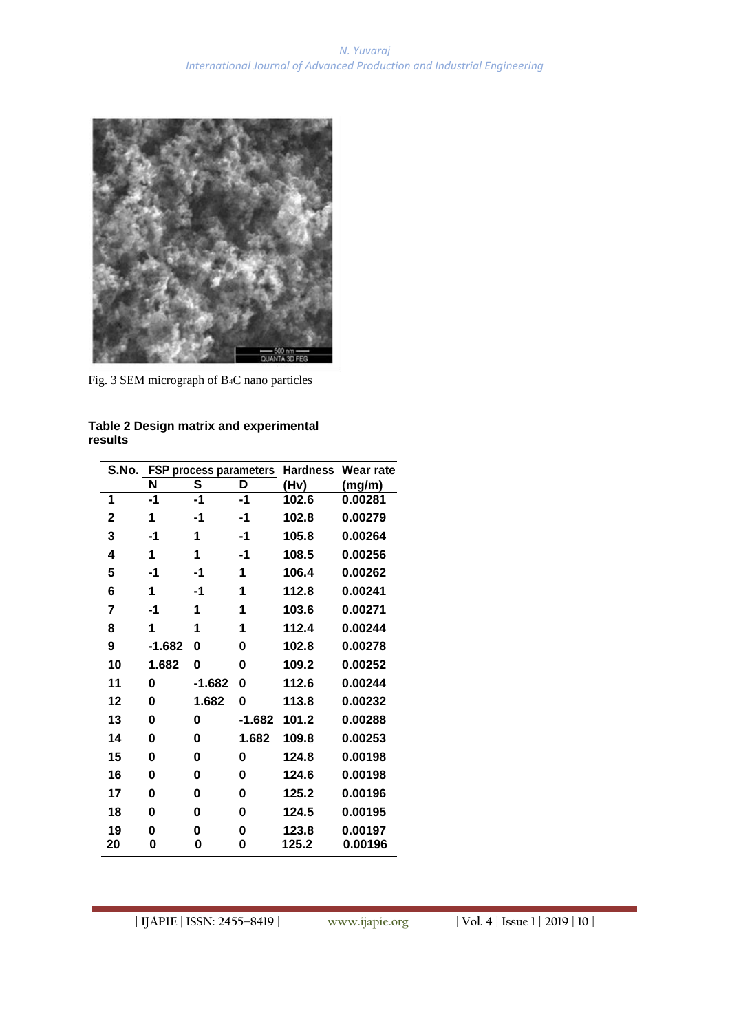Fig. 3 SEM micrograph of $B_4C$ nano particles

**Table 2 Design matrix and experimental results**

| S.No. | FSP process parameters | | | Hardness | Wear rate |
|---|---|---|---|---|---|
| | N | S | D | (Hv) | (mg/m) |
| 1 | -1 | -1 | -1 | 102.6 | 0.00281 |
| 2 | 1 | -1 | -1 | 102.8 | 0.00279 |
| 3 | -1 | 1 | -1 | 105.8 | 0.00264 |
| 4 | 1 | 1 | -1 | 108.5 | 0.00256 |
| 5 | -1 | -1 | 1 | 106.4 | 0.00262 |
| 6 | 1 | -1 | 1 | 112.8 | 0.00241 |
| 7 | -1 | 1 | 1 | 103.6 | 0.00271 |
| 8 | 1 | 1 | 1 | 112.4 | 0.00244 |
| 9 | -1.682 | 0 | 0 | 102.8 | 0.00278 |
| 10 | 1.682 | 0 | 0 | 109.2 | 0.00252 |
| 11 | 0 | -1.682 | 0 | 112.6 | 0.00244 |
| 12 | 0 | 1.682 | 0 | 113.8 | 0.00232 |
| 13 | 0 | 0 | -1.682 | 101.2 | 0.00288 |
| 14 | 0 | 0 | 1.682 | 109.8 | 0.00253 |
| 15 | 0 | 0 | 0 | 124.8 | 0.00198 |
| 16 | 0 | 0 | 0 | 124.6 | 0.00198 |
| 17 | 0 | 0 | 0 | 125.2 | 0.00196 |
| 18 | 0 | 0 | 0 | 124.5 | 0.00195 |
| 19 | 0 | 0 | 0 | 123.8 | 0.00197 |
| 20 | 0 | 0 | 0 | 125.2 | 0.00196 |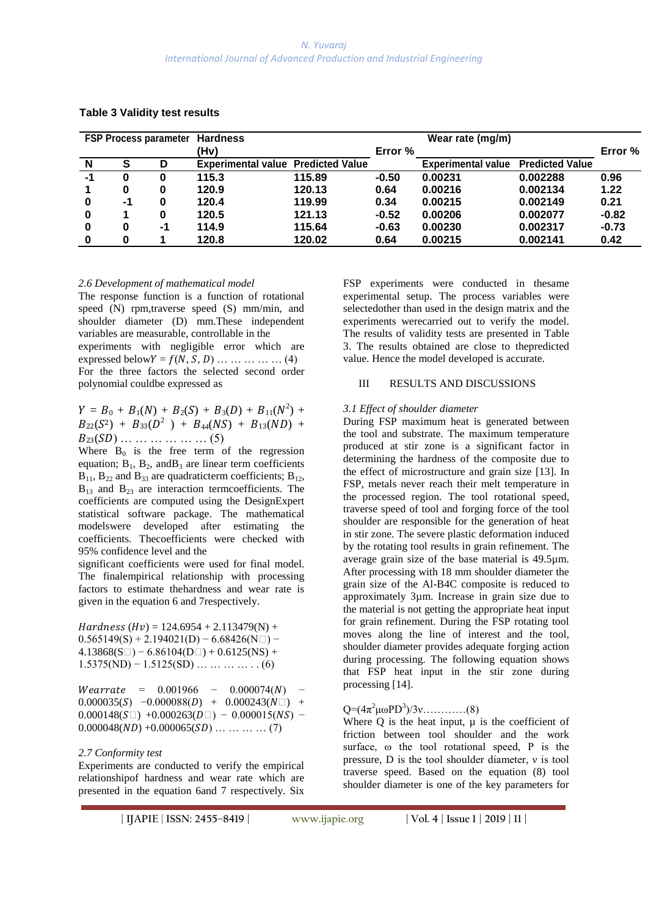**Table 3 Validity test results**

| FSP Process parameter | | | Hardness (Hv) | | Error % | Wear rate (mg/m) | | Error % |
|---|---|---|---|---|---|---|---|---|
| N | S | D | Experimental value | Predicted Value | | Experimental value | Predicted Value | |
| -1 | 0 | 0 | 115.3 | 115.89 | -0.50 | 0.00231 | 0.002288 | 0.96 |
| 1 | 0 | 0 | 120.9 | 120.13 | 0.64 | 0.00216 | 0.002134 | 1.22 |
| 0 | -1 | 0 | 120.4 | 119.99 | 0.34 | 0.00215 | 0.002149 | 0.21 |
| 0 | 1 | 0 | 120.5 | 121.13 | -0.52 | 0.00206 | 0.002077 | -0.82 |
| 0 | 0 | -1 | 114.9 | 115.64 | -0.63 | 0.00230 | 0.002317 | -0.73 |
| 0 | 0 | 1 | 120.8 | 120.02 | 0.64 | 0.00215 | 0.002141 | 0.42 |

*2.6 Development of mathematical model*

The response function is a function of rotational speed (N) rpm,traverse speed (S) mm/min, and shoulder diameter (D) mm.These independent variables are measurable, controllable in the experiments with negligible error which are expressed below$Y = f(N, S, D)$ … … … … … (4)

For the three factors the selected second order polynomial couldbe expressed as

$$Y = B_0 + B_1(N) + B_2(S) + B_3(D) + B_{11}(N^2) + B_{22}(S^2) + B_{33}(D^2) + B_{44}(NS) + B_{13}(ND) + B_{23}(SD) \ldots \ldots \ldots \ldots \ldots \ldots (5)$$

Where $B_0$ is the free term of the regression equation; $B_1$, $B_2$, and$B_3$ are linear term coefficients $B_{11}$, $B_{22}$ and $B_{33}$ are quadraticterm coefficients; $B_{12}$, $B_{13}$ and $B_{23}$ are interaction termcoefficients. The coefficients are computed using the DesignExpert statistical software package. The mathematical modelswere developed after estimating the coefficients. Thecoefficients were checked with 95% confidence level and the

significant coefficients were used for final model. The finalempirical relationship with processing factors to estimate thehardness and wear rate is given in the equation 6 and 7respectively.

$$Hardness\ (Hv) = 124.6954 + 2.113479(N) + 0.565149(S) + 2.194021(D) - 6.68426(N^2) - 4.13868(S^2) - 6.86104(D^2) + 0.6125(NS) + 1.5375(ND) - 1.5125(SD) \ldots \ldots \ldots \ldots (6)$$

$$Wearrate = 0.001966 - 0.000074(N) - 0.000035(S) - 0.000088(D) + 0.000243(N^2) + 0.000148(S^2) + 0.000263(D^2) - 0.000015(NS) - 0.000048(ND) + 0.000065(SD) \ldots \ldots \ldots (7)$$

*2.7 Conformity test*

Experiments are conducted to verify the empirical relationshipof hardness and wear rate which are presented in the equation 6and 7 respectively. Six FSP experiments were conducted in thesame experimental setup. The process variables were selectedother than used in the design matrix and the experiments werecarried out to verify the model. The results of validity tests are presented in Table 3. The results obtained are close to thepredicted value. Hence the model developed is accurate.

## III RESULTS AND DISCUSSIONS

*3.1 Effect of shoulder diameter*

During FSP maximum heat is generated between the tool and substrate. The maximum temperature produced at stir zone is a significant factor in determining the hardness of the composite due to the effect of microstructure and grain size [13]. In FSP, metals never reach their melt temperature in the processed region. The tool rotational speed, traverse speed of tool and forging force of the tool shoulder are responsible for the generation of heat in stir zone. The severe plastic deformation induced by the rotating tool results in grain refinement. The average grain size of the base material is 49.5µm. After processing with 18 mm shoulder diameter the grain size of the Al-B4C composite is reduced to approximately 3µm. Increase in grain size due to the material is not getting the appropriate heat input for grain refinement. During the FSP rotating tool moves along the line of interest and the tool, shoulder diameter provides adequate forging action during processing. The following equation shows that FSP heat input in the stir zone during processing [14].

$$Q=(4\pi^2\mu\omega PD^3)/3\nu \ldots\ldots\ldots\ldots(8)$$

Where Q is the heat input, µ is the coefficient of friction between tool shoulder and the work surface, ω the tool rotational speed, P is the pressure, D is the tool shoulder diameter, ν is tool traverse speed. Based on the equation (8) tool shoulder diameter is one of the key parameters for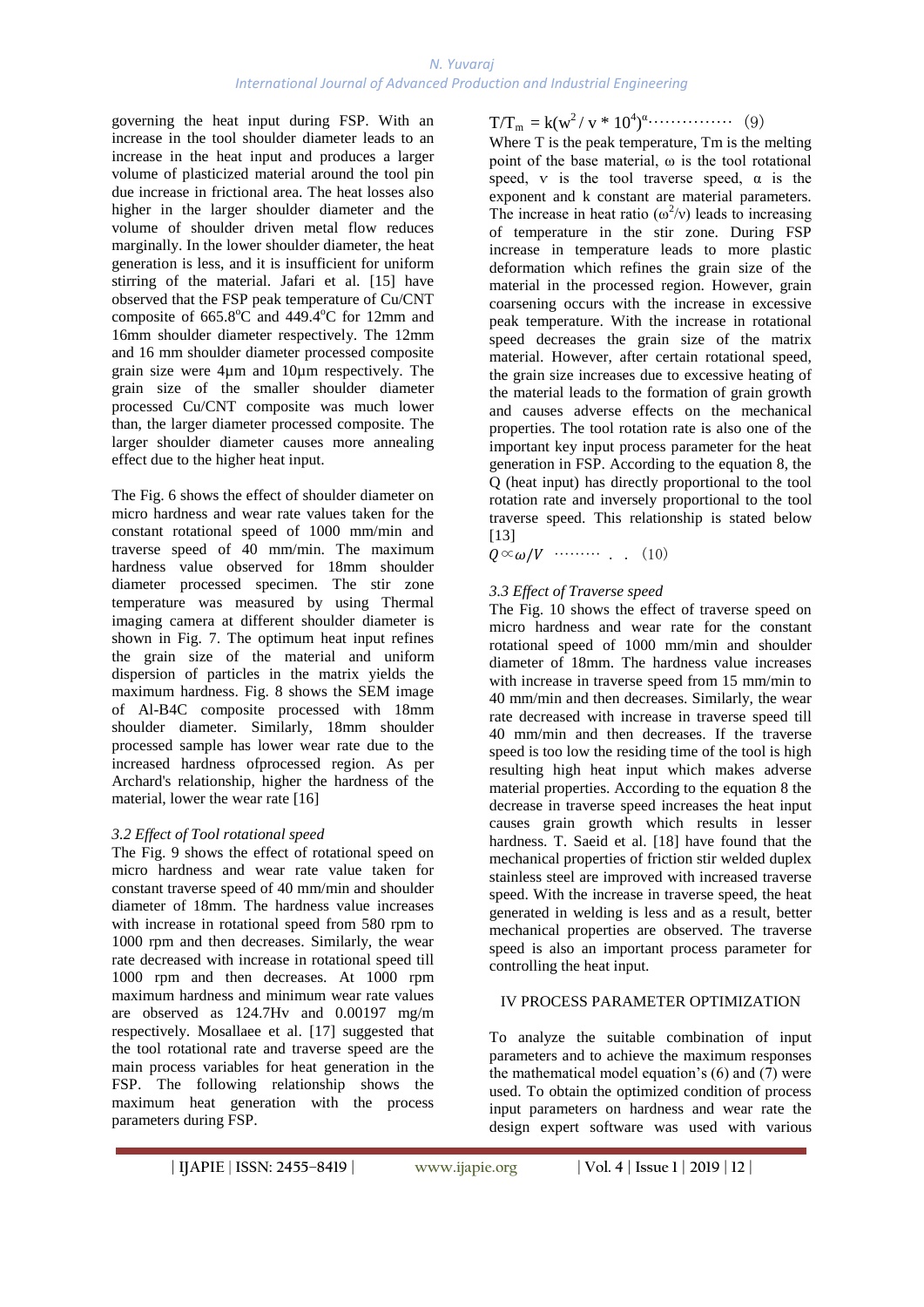governing the heat input during FSP. With an increase in the tool shoulder diameter leads to an increase in the heat input and produces a larger volume of plasticized material around the tool pin due increase in frictional area. The heat losses also higher in the larger shoulder diameter and the volume of shoulder driven metal flow reduces marginally. In the lower shoulder diameter, the heat generation is less, and it is insufficient for uniform stirring of the material. Jafari et al. [15] have observed that the FSP peak temperature of Cu/CNT composite of 665.8°C and 449.4°C for 12mm and 16mm shoulder diameter respectively. The 12mm and 16 mm shoulder diameter processed composite grain size were 4µm and 10µm respectively. The grain size of the smaller shoulder diameter processed Cu/CNT composite was much lower than, the larger diameter processed composite. The larger shoulder diameter causes more annealing effect due to the higher heat input.

The Fig. 6 shows the effect of shoulder diameter on micro hardness and wear rate values taken for the constant rotational speed of 1000 mm/min and traverse speed of 40 mm/min. The maximum hardness value observed for 18mm shoulder diameter processed specimen. The stir zone temperature was measured by using Thermal imaging camera at different shoulder diameter is shown in Fig. 7. The optimum heat input refines the grain size of the material and uniform dispersion of particles in the matrix yields the maximum hardness. Fig. 8 shows the SEM image of Al-B4C composite processed with 18mm shoulder diameter. Similarly, 18mm shoulder processed sample has lower wear rate due to the increased hardness ofprocessed region. As per Archard's relationship, higher the hardness of the material, lower the wear rate [16]

### *3.2 Effect of Tool rotational speed*

The Fig. 9 shows the effect of rotational speed on micro hardness and wear rate value taken for constant traverse speed of 40 mm/min and shoulder diameter of 18mm. The hardness value increases with increase in rotational speed from 580 rpm to 1000 rpm and then decreases. Similarly, the wear rate decreased with increase in rotational speed till 1000 rpm and then decreases. At 1000 rpm maximum hardness and minimum wear rate values are observed as 124.7Hv and 0.00197 mg/m respectively. Mosallaee et al. [17] suggested that the tool rotational rate and traverse speed are the main process variables for heat generation in the FSP. The following relationship shows the maximum heat generation with the process parameters during FSP.

$$T/T_m = k(w^2 / v * 10^4)^{\alpha} \cdots\cdots\cdots\cdots\cdots \quad (9)$$

Where T is the peak temperature, Tm is the melting point of the base material, ω is the tool rotational speed, v is the tool traverse speed, α is the exponent and k constant are material parameters. The increase in heat ratio ($\omega^2/v$) leads to increasing of temperature in the stir zone. During FSP increase in temperature leads to more plastic deformation which refines the grain size of the material in the processed region. However, grain coarsening occurs with the increase in excessive peak temperature. With the increase in rotational speed decreases the grain size of the matrix material. However, after certain rotational speed, the grain size increases due to excessive heating of the material leads to the formation of grain growth and causes adverse effects on the mechanical properties. The tool rotation rate is also one of the important key input process parameter for the heat generation in FSP. According to the equation 8, the Q (heat input) has directly proportional to the tool rotation rate and inversely proportional to the tool traverse speed. This relationship is stated below [13]

$$Q \propto \omega/V \quad \cdots\cdots\cdots \; . \; . \quad (10)$$

### *3.3 Effect of Traverse speed*

The Fig. 10 shows the effect of traverse speed on micro hardness and wear rate for the constant rotational speed of 1000 mm/min and shoulder diameter of 18mm. The hardness value increases with increase in traverse speed from 15 mm/min to 40 mm/min and then decreases. Similarly, the wear rate decreased with increase in traverse speed till 40 mm/min and then decreases. If the traverse speed is too low the residing time of the tool is high resulting high heat input which makes adverse material properties. According to the equation 8 the decrease in traverse speed increases the heat input causes grain growth which results in lesser hardness. T. Saeid et al. [18] have found that the mechanical properties of friction stir welded duplex stainless steel are improved with increased traverse speed. With the increase in traverse speed, the heat generated in welding is less and as a result, better mechanical properties are observed. The traverse speed is also an important process parameter for controlling the heat input.

## IV PROCESS PARAMETER OPTIMIZATION

To analyze the suitable combination of input parameters and to achieve the maximum responses the mathematical model equation's (6) and (7) were used. To obtain the optimized condition of process input parameters on hardness and wear rate the design expert software was used with various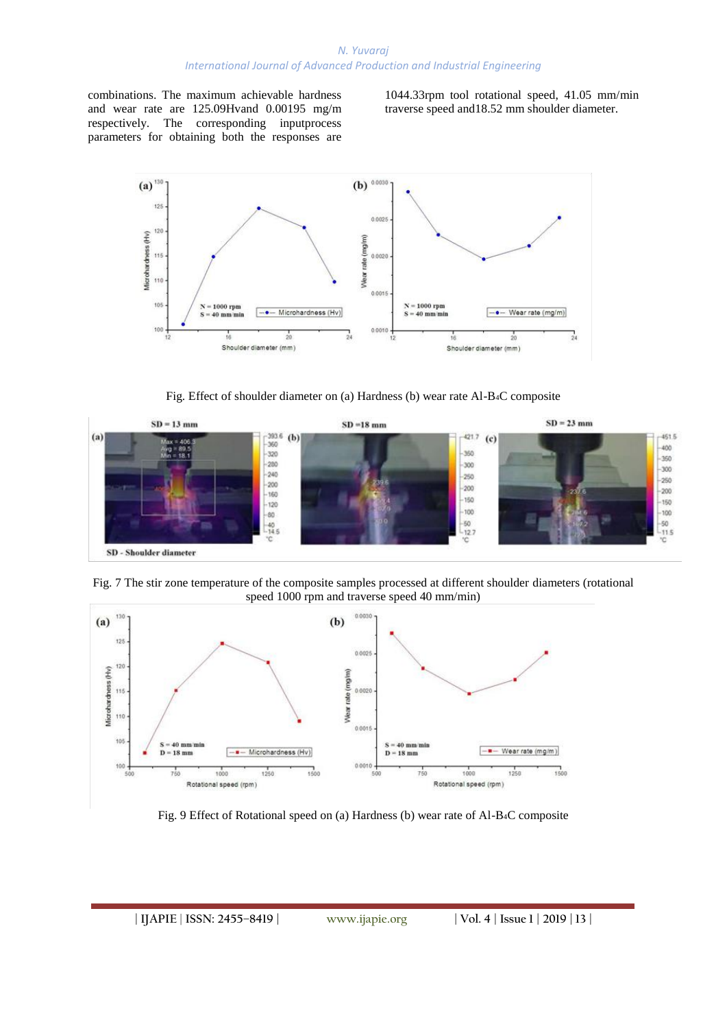combinations. The maximum achievable hardness and wear rate are 125.09Hvand 0.00195 mg/m respectively. The corresponding inputprocess parameters for obtaining both the responses are 1044.33rpm tool rotational speed, 41.05 mm/min traverse speed and18.52 mm shoulder diameter.

Fig. Effect of shoulder diameter on (a) Hardness (b) wear rate Al-$B_4C$ composite

Fig. 7 The stir zone temperature of the composite samples processed at different shoulder diameters (rotational speed 1000 rpm and traverse speed 40 mm/min)

Fig. 9 Effect of Rotational speed on (a) Hardness (b) wear rate of Al-$B_4C$ composite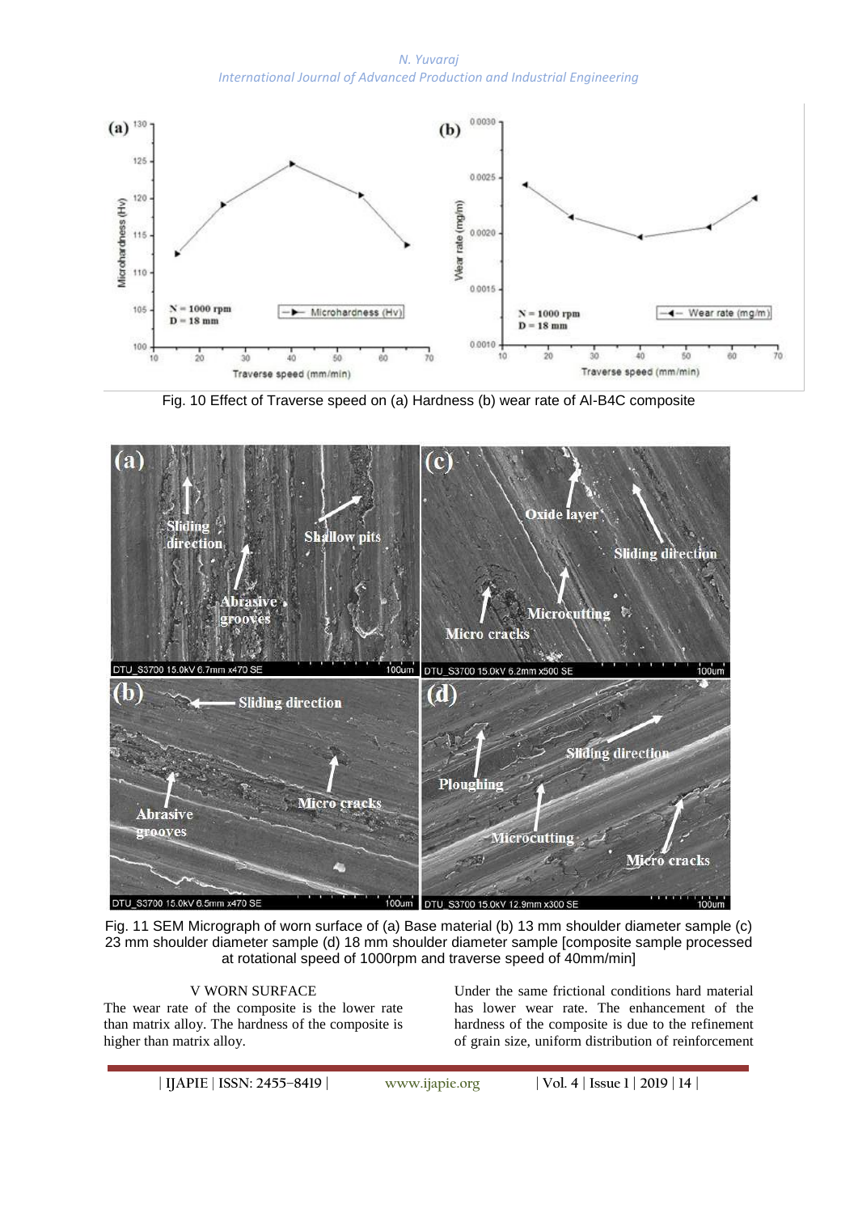Fig. 10 Effect of Traverse speed on (a) Hardness (b) wear rate of Al-B4C composite

Fig. 11 SEM Micrograph of worn surface of (a) Base material (b) 13 mm shoulder diameter sample (c) 23 mm shoulder diameter sample (d) 18 mm shoulder diameter sample [composite sample processed at rotational speed of 1000rpm and traverse speed of 40mm/min]

## V WORN SURFACE

The wear rate of the composite is the lower rate than matrix alloy. The hardness of the composite is higher than matrix alloy. Under the same frictional conditions hard material has lower wear rate. The enhancement of the hardness of the composite is due to the refinement of grain size, uniform distribution of reinforcement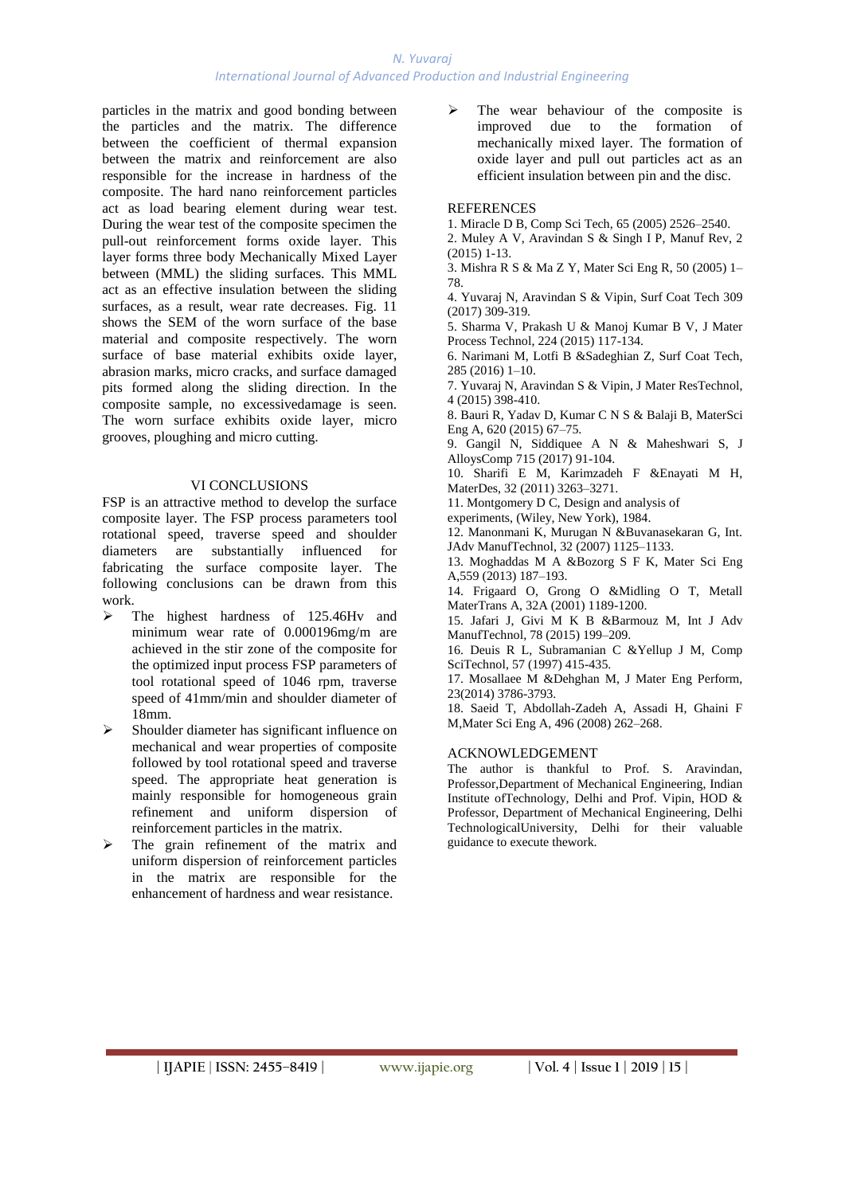particles in the matrix and good bonding between the particles and the matrix. The difference between the coefficient of thermal expansion between the matrix and reinforcement are also responsible for the increase in hardness of the composite. The hard nano reinforcement particles act as load bearing element during wear test. During the wear test of the composite specimen the pull-out reinforcement forms oxide layer. This layer forms three body Mechanically Mixed Layer between (MML) the sliding surfaces. This MML act as an effective insulation between the sliding surfaces, as a result, wear rate decreases. Fig. 11 shows the SEM of the worn surface of the base material and composite respectively. The worn surface of base material exhibits oxide layer, abrasion marks, micro cracks, and surface damaged pits formed along the sliding direction. In the composite sample, no excessivedamage is seen. The worn surface exhibits oxide layer, micro grooves, ploughing and micro cutting.

## VI CONCLUSIONS

FSP is an attractive method to develop the surface composite layer. The FSP process parameters tool rotational speed, traverse speed and shoulder diameters are substantially influenced for fabricating the surface composite layer. The following conclusions can be drawn from this work.

- The highest hardness of 125.46Hv and minimum wear rate of 0.000196mg/m are achieved in the stir zone of the composite for the optimized input process FSP parameters of tool rotational speed of 1046 rpm, traverse speed of 41mm/min and shoulder diameter of 18mm.
- Shoulder diameter has significant influence on mechanical and wear properties of composite followed by tool rotational speed and traverse speed. The appropriate heat generation is mainly responsible for homogeneous grain refinement and uniform dispersion of reinforcement particles in the matrix.
- The grain refinement of the matrix and uniform dispersion of reinforcement particles in the matrix are responsible for the enhancement of hardness and wear resistance.
- The wear behaviour of the composite is improved due to the formation of mechanically mixed layer. The formation of oxide layer and pull out particles act as an efficient insulation between pin and the disc.

## REFERENCES

1. Miracle D B, Comp Sci Tech, 65 (2005) 2526–2540.
2. Muley A V, Aravindan S & Singh I P, Manuf Rev, 2 (2015) 1-13.
3. Mishra R S & Ma Z Y, Mater Sci Eng R, 50 (2005) 1–78.
4. Yuvaraj N, Aravindan S & Vipin, Surf Coat Tech 309 (2017) 309-319.
5. Sharma V, Prakash U & Manoj Kumar B V, J Mater Process Technol, 224 (2015) 117-134.
6. Narimani M, Lotfi B &Sadeghian Z, Surf Coat Tech, 285 (2016) 1–10.
7. Yuvaraj N, Aravindan S & Vipin, J Mater ResTechnol, 4 (2015) 398-410.
8. Bauri R, Yadav D, Kumar C N S & Balaji B, MaterSci Eng A, 620 (2015) 67–75.
9. Gangil N, Siddiquee A N & Maheshwari S, J AlloysComp 715 (2017) 91-104.
10. Sharifi E M, Karimzadeh F &Enayati M H, MaterDes, 32 (2011) 3263–3271.
11. Montgomery D C, Design and analysis of experiments, (Wiley, New York), 1984.
12. Manonmani K, Murugan N &Buvanasekaran G, Int. JAdv ManufTechnol, 32 (2007) 1125–1133.
13. Moghaddas M A &Bozorg S F K, Mater Sci Eng A,559 (2013) 187–193.
14. Frigaard O, Grong O &Midling O T, Metall MaterTrans A, 32A (2001) 1189-1200.
15. Jafari J, Givi M K B &Barmouz M, Int J Adv ManufTechnol, 78 (2015) 199–209.
16. Deuis R L, Subramanian C &Yellup J M, Comp SciTechnol, 57 (1997) 415-435.
17. Mosallaee M &Dehghan M, J Mater Eng Perform, 23(2014) 3786-3793.
18. Saeid T, Abdollah-Zadeh A, Assadi H, Ghaini F M,Mater Sci Eng A, 496 (2008) 262–268.

## ACKNOWLEDGEMENT

The author is thankful to Prof. S. Aravindan, Professor,Department of Mechanical Engineering, Indian Institute ofTechnology, Delhi and Prof. Vipin, HOD & Professor, Department of Mechanical Engineering, Delhi TechnologicalUniversity, Delhi for their valuable guidance to execute thework.